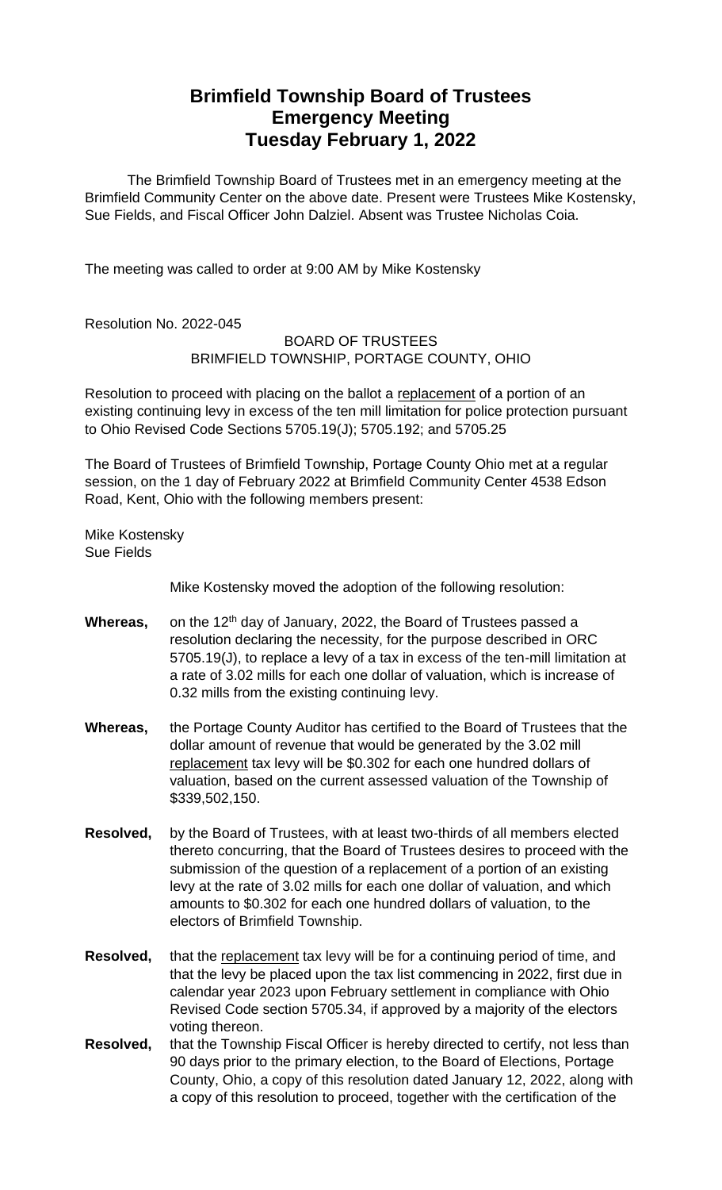# Brimfield Township Board of Trustees
# Emergency Meeting
# Tuesday February 1, 2022

The Brimfield Township Board of Trustees met in an emergency meeting at the Brimfield Community Center on the above date. Present were Trustees Mike Kostensky, Sue Fields, and Fiscal Officer John Dalziel. Absent was Trustee Nicholas Coia.

The meeting was called to order at 9:00 AM by Mike Kostensky

Resolution No. 2022-045

BOARD OF TRUSTEES
BRIMFIELD TOWNSHIP, PORTAGE COUNTY, OHIO

Resolution to proceed with placing on the ballot a replacement of a portion of an existing continuing levy in excess of the ten mill limitation for police protection pursuant to Ohio Revised Code Sections 5705.19(J); 5705.192; and 5705.25

The Board of Trustees of Brimfield Township, Portage County Ohio met at a regular session, on the 1 day of February 2022 at Brimfield Community Center 4538 Edson Road, Kent, Ohio with the following members present:

Mike Kostensky
Sue Fields

Mike Kostensky moved the adoption of the following resolution:

**Whereas,** on the 12th day of January, 2022, the Board of Trustees passed a resolution declaring the necessity, for the purpose described in ORC 5705.19(J), to replace a levy of a tax in excess of the ten-mill limitation at a rate of 3.02 mills for each one dollar of valuation, which is increase of 0.32 mills from the existing continuing levy.

**Whereas,** the Portage County Auditor has certified to the Board of Trustees that the dollar amount of revenue that would be generated by the 3.02 mill replacement tax levy will be $0.302 for each one hundred dollars of valuation, based on the current assessed valuation of the Township of $339,502,150.

**Resolved,** by the Board of Trustees, with at least two-thirds of all members elected thereto concurring, that the Board of Trustees desires to proceed with the submission of the question of a replacement of a portion of an existing levy at the rate of 3.02 mills for each one dollar of valuation, and which amounts to $0.302 for each one hundred dollars of valuation, to the electors of Brimfield Township.

**Resolved,** that the replacement tax levy will be for a continuing period of time, and that the levy be placed upon the tax list commencing in 2022, first due in calendar year 2023 upon February settlement in compliance with Ohio Revised Code section 5705.34, if approved by a majority of the electors voting thereon.

**Resolved,** that the Township Fiscal Officer is hereby directed to certify, not less than 90 days prior to the primary election, to the Board of Elections, Portage County, Ohio, a copy of this resolution dated January 12, 2022, along with a copy of this resolution to proceed, together with the certification of the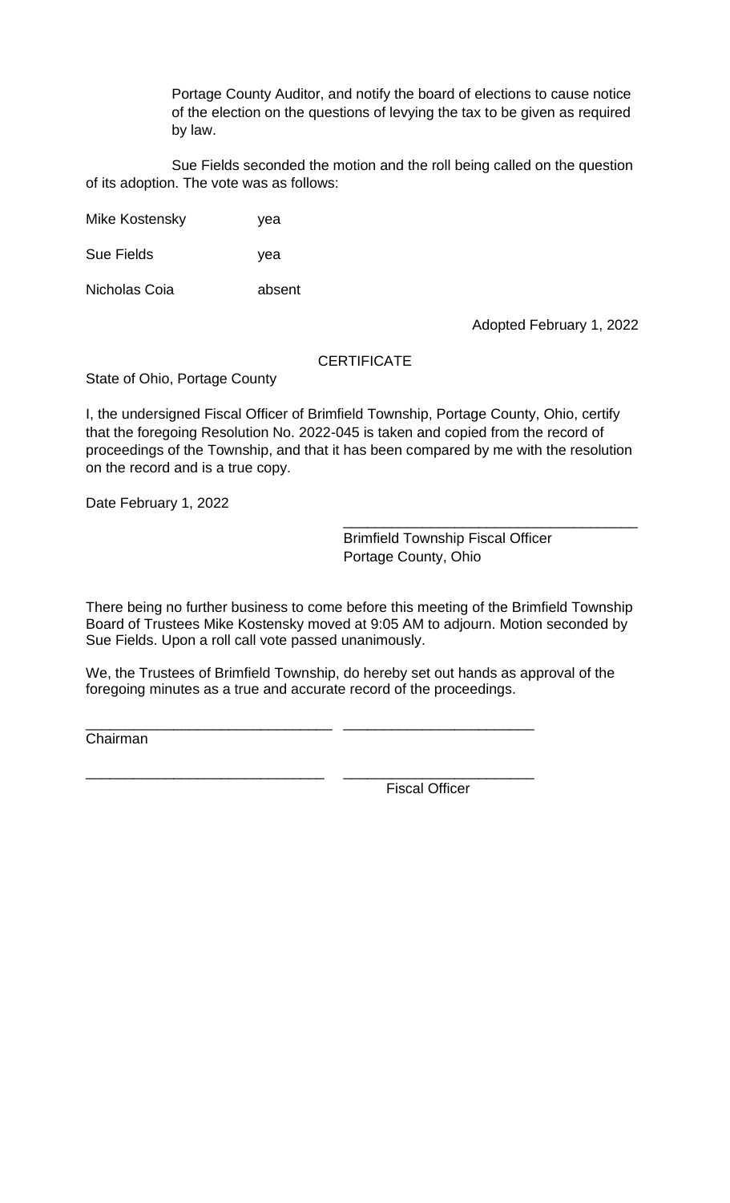Portage County Auditor, and notify the board of elections to cause notice of the election on the questions of levying the tax to be given as required by law.

Sue Fields seconded the motion and the roll being called on the question of its adoption. The vote was as follows:

| | |
|---|---|
| Mike Kostensky | yea |
| Sue Fields | yea |
| Nicholas Coia | absent |

Adopted February 1, 2022

CERTIFICATE

State of Ohio, Portage County

I, the undersigned Fiscal Officer of Brimfield Township, Portage County, Ohio, certify that the foregoing Resolution No. 2022-045 is taken and copied from the record of proceedings of the Township, and that it has been compared by me with the resolution on the record and is a true copy.

Date February 1, 2022

_____________________________________
Brimfield Township Fiscal Officer
Portage County, Ohio

There being no further business to come before this meeting of the Brimfield Township Board of Trustees Mike Kostensky moved at 9:05 AM to adjourn. Motion seconded by Sue Fields. Upon a roll call vote passed unanimously.

We, the Trustees of Brimfield Township, do hereby set out hands as approval of the foregoing minutes as a true and accurate record of the proceedings.

______________________________ ________________________
Chairman

______________________________ ________________________
Fiscal Officer